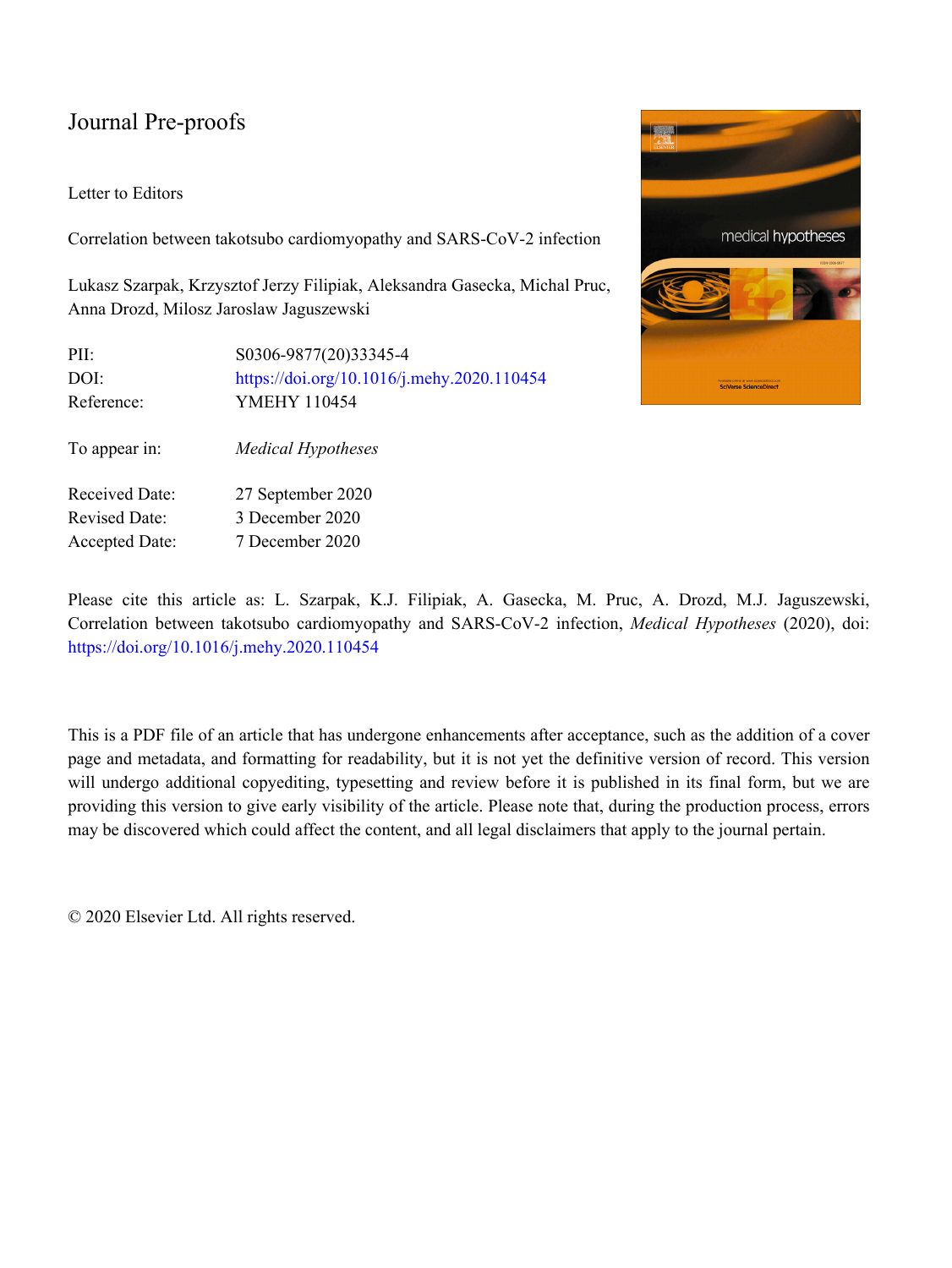# Journal Pre-proofs

Letter to Editors

Correlation between takotsubo cardiomyopathy and SARS-CoV-2 infection

Lukasz Szarpak, Krzysztof Jerzy Filipiak, Aleksandra Gasecka, Michal Pruc, Anna Drozd, Milosz Jaroslaw Jaguszewski

| | |
|---|---|
| PII: | S0306-9877(20)33345-4 |
| DOI: | https://doi.org/10.1016/j.mehy.2020.110454 |
| Reference: | YMEHY 110454 |
| To appear in: | *Medical Hypotheses* |
| Received Date: | 27 September 2020 |
| Revised Date: | 3 December 2020 |
| Accepted Date: | 7 December 2020 |

Please cite this article as: L. Szarpak, K.J. Filipiak, A. Gasecka, M. Pruc, A. Drozd, M.J. Jaguszewski, Correlation between takotsubo cardiomyopathy and SARS-CoV-2 infection, *Medical Hypotheses* (2020), doi: https://doi.org/10.1016/j.mehy.2020.110454

This is a PDF file of an article that has undergone enhancements after acceptance, such as the addition of a cover page and metadata, and formatting for readability, but it is not yet the definitive version of record. This version will undergo additional copyediting, typesetting and review before it is published in its final form, but we are providing this version to give early visibility of the article. Please note that, during the production process, errors may be discovered which could affect the content, and all legal disclaimers that apply to the journal pertain.

© 2020 Elsevier Ltd. All rights reserved.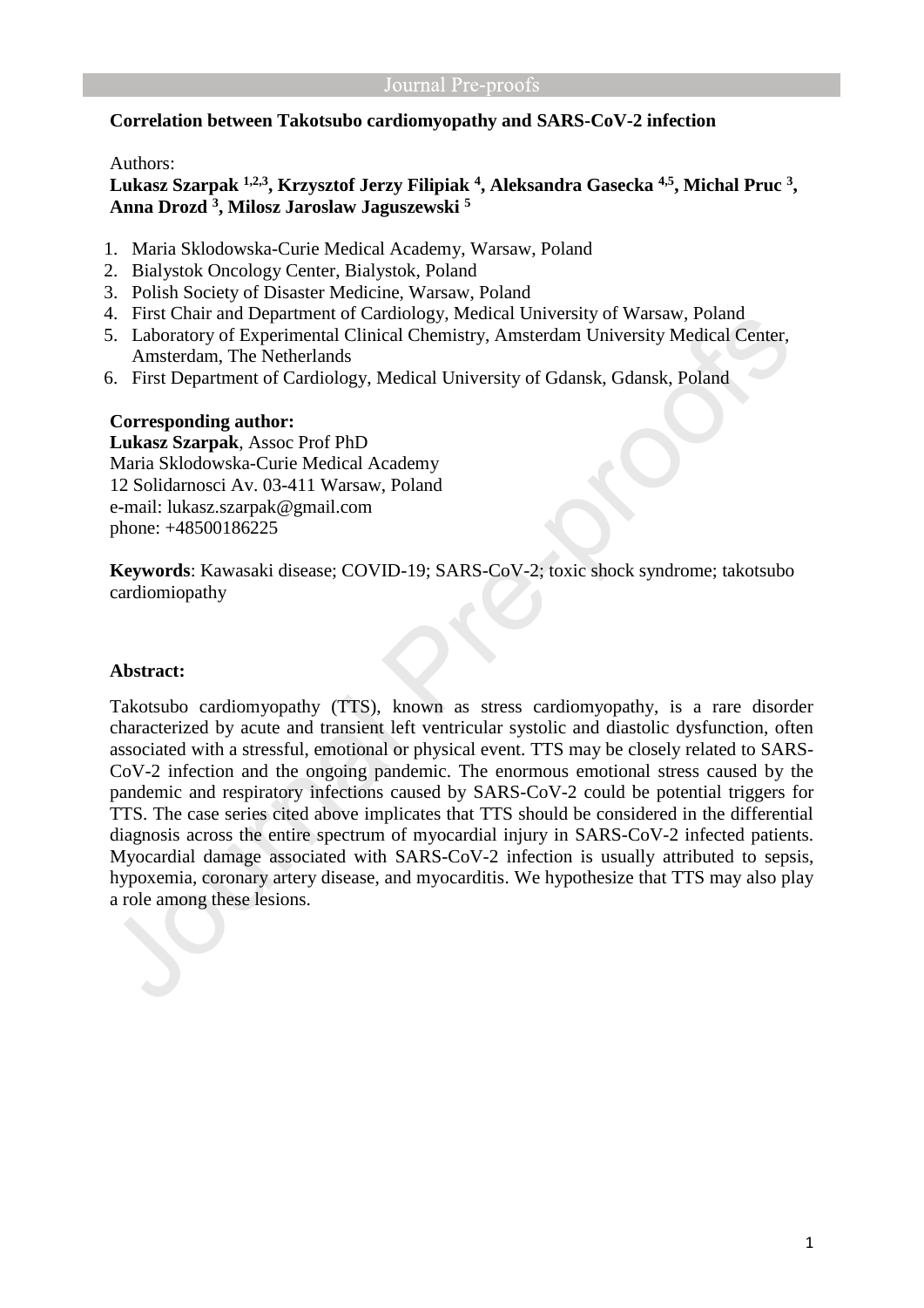**Correlation between Takotsubo cardiomyopathy and SARS-CoV-2 infection**

Authors:

**Lukasz Szarpak [1,2,3], Krzysztof Jerzy Filipiak [4], Aleksandra Gasecka [4,5], Michal Pruc [3], Anna Drozd [3], Milosz Jaroslaw Jaguszewski [5]**

1. Maria Sklodowska-Curie Medical Academy, Warsaw, Poland
2. Bialystok Oncology Center, Bialystok, Poland
3. Polish Society of Disaster Medicine, Warsaw, Poland
4. First Chair and Department of Cardiology, Medical University of Warsaw, Poland
5. Laboratory of Experimental Clinical Chemistry, Amsterdam University Medical Center, Amsterdam, The Netherlands
6. First Department of Cardiology, Medical University of Gdansk, Gdansk, Poland

**Corresponding author:**

**Lukasz Szarpak**, Assoc Prof PhD
Maria Sklodowska-Curie Medical Academy
12 Solidarnosci Av. 03-411 Warsaw, Poland
e-mail: lukasz.szarpak@gmail.com
phone: +48500186225

**Keywords**: Kawasaki disease; COVID-19; SARS-CoV-2; toxic shock syndrome; takotsubo cardiomiopathy

**Abstract:**

Takotsubo cardiomyopathy (TTS), known as stress cardiomyopathy, is a rare disorder characterized by acute and transient left ventricular systolic and diastolic dysfunction, often associated with a stressful, emotional or physical event. TTS may be closely related to SARS-CoV-2 infection and the ongoing pandemic. The enormous emotional stress caused by the pandemic and respiratory infections caused by SARS-CoV-2 could be potential triggers for TTS. The case series cited above implicates that TTS should be considered in the differential diagnosis across the entire spectrum of myocardial injury in SARS-CoV-2 infected patients. Myocardial damage associated with SARS-CoV-2 infection is usually attributed to sepsis, hypoxemia, coronary artery disease, and myocarditis. We hypothesize that TTS may also play a role among these lesions.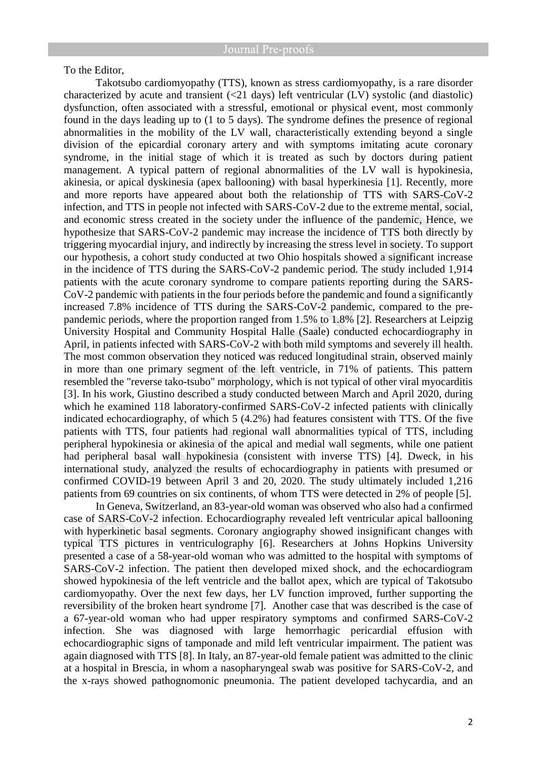To the Editor,

Takotsubo cardiomyopathy (TTS), known as stress cardiomyopathy, is a rare disorder characterized by acute and transient (<21 days) left ventricular (LV) systolic (and diastolic) dysfunction, often associated with a stressful, emotional or physical event, most commonly found in the days leading up to (1 to 5 days). The syndrome defines the presence of regional abnormalities in the mobility of the LV wall, characteristically extending beyond a single division of the epicardial coronary artery and with symptoms imitating acute coronary syndrome, in the initial stage of which it is treated as such by doctors during patient management. A typical pattern of regional abnormalities of the LV wall is hypokinesia, akinesia, or apical dyskinesia (apex ballooning) with basal hyperkinesia [1]. Recently, more and more reports have appeared about both the relationship of TTS with SARS-CoV-2 infection, and TTS in people not infected with SARS-CoV-2 due to the extreme mental, social, and economic stress created in the society under the influence of the pandemic, Hence, we hypothesize that SARS-CoV-2 pandemic may increase the incidence of TTS both directly by triggering myocardial injury, and indirectly by increasing the stress level in society. To support our hypothesis, a cohort study conducted at two Ohio hospitals showed a significant increase in the incidence of TTS during the SARS-CoV-2 pandemic period. The study included 1,914 patients with the acute coronary syndrome to compare patients reporting during the SARS-CoV-2 pandemic with patients in the four periods before the pandemic and found a significantly increased 7.8% incidence of TTS during the SARS-CoV-2 pandemic, compared to the pre-pandemic periods, where the proportion ranged from 1.5% to 1.8% [2]. Researchers at Leipzig University Hospital and Community Hospital Halle (Saale) conducted echocardiography in April, in patients infected with SARS-CoV-2 with both mild symptoms and severely ill health. The most common observation they noticed was reduced longitudinal strain, observed mainly in more than one primary segment of the left ventricle, in 71% of patients. This pattern resembled the "reverse tako-tsubo" morphology, which is not typical of other viral myocarditis [3]. In his work, Giustino described a study conducted between March and April 2020, during which he examined 118 laboratory-confirmed SARS-CoV-2 infected patients with clinically indicated echocardiography, of which 5 (4.2%) had features consistent with TTS. Of the five patients with TTS, four patients had regional wall abnormalities typical of TTS, including peripheral hypokinesia or akinesia of the apical and medial wall segments, while one patient had peripheral basal wall hypokinesia (consistent with inverse TTS) [4]. Dweck, in his international study, analyzed the results of echocardiography in patients with presumed or confirmed COVID-19 between April 3 and 20, 2020. The study ultimately included 1,216 patients from 69 countries on six continents, of whom TTS were detected in 2% of people [5].

In Geneva, Switzerland, an 83-year-old woman was observed who also had a confirmed case of SARS-CoV-2 infection. Echocardiography revealed left ventricular apical ballooning with hyperkinetic basal segments. Coronary angiography showed insignificant changes with typical TTS pictures in ventriculography [6]. Researchers at Johns Hopkins University presented a case of a 58-year-old woman who was admitted to the hospital with symptoms of SARS-CoV-2 infection. The patient then developed mixed shock, and the echocardiogram showed hypokinesia of the left ventricle and the ballot apex, which are typical of Takotsubo cardiomyopathy. Over the next few days, her LV function improved, further supporting the reversibility of the broken heart syndrome [7]. Another case that was described is the case of a 67-year-old woman who had upper respiratory symptoms and confirmed SARS-CoV-2 infection. She was diagnosed with large hemorrhagic pericardial effusion with echocardiographic signs of tamponade and mild left ventricular impairment. The patient was again diagnosed with TTS [8]. In Italy, an 87-year-old female patient was admitted to the clinic at a hospital in Brescia, in whom a nasopharyngeal swab was positive for SARS-CoV-2, and the x-rays showed pathognomonic pneumonia. The patient developed tachycardia, and an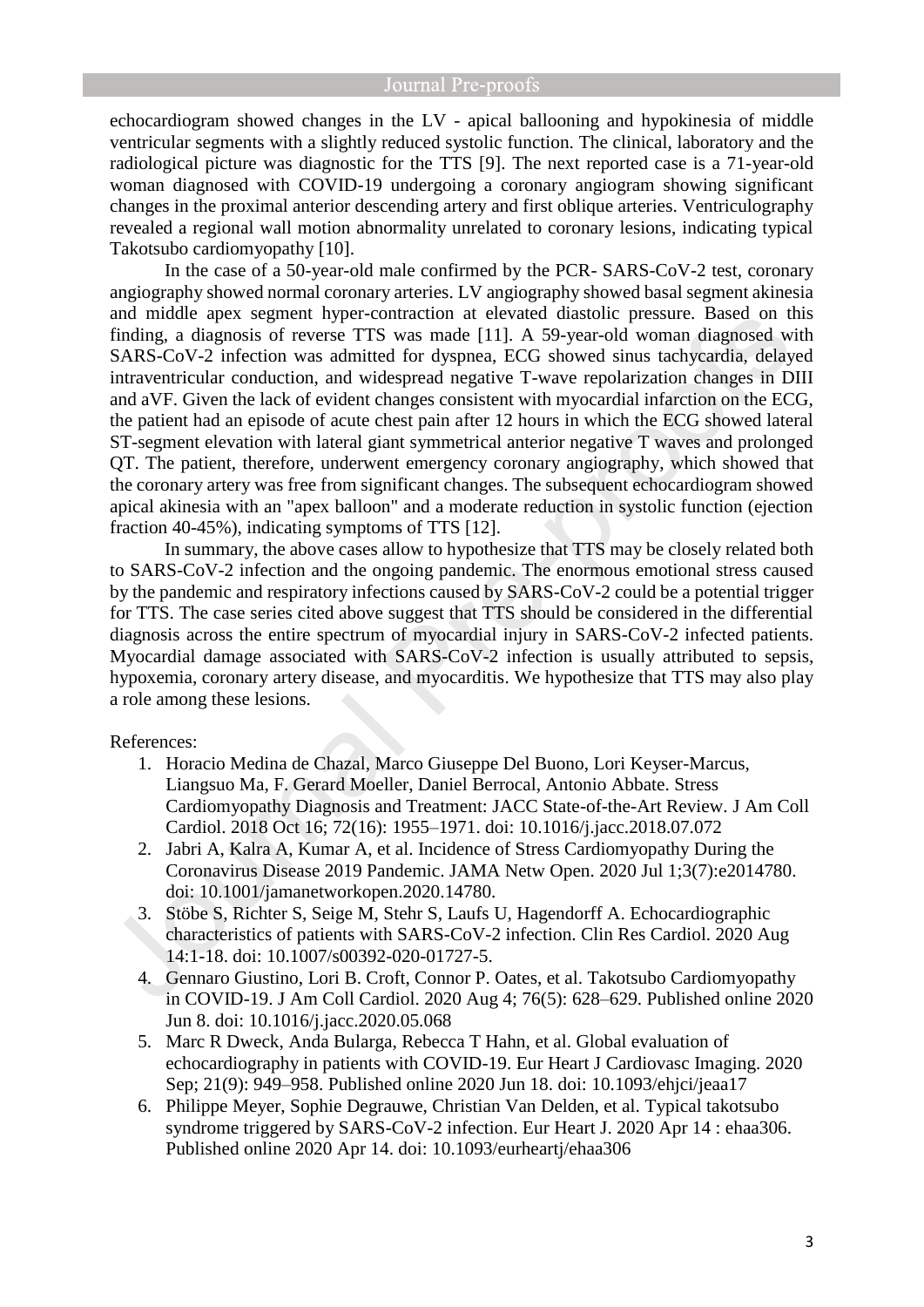echocardiogram showed changes in the LV - apical ballooning and hypokinesia of middle ventricular segments with a slightly reduced systolic function. The clinical, laboratory and the radiological picture was diagnostic for the TTS [9]. The next reported case is a 71-year-old woman diagnosed with COVID-19 undergoing a coronary angiogram showing significant changes in the proximal anterior descending artery and first oblique arteries. Ventriculography revealed a regional wall motion abnormality unrelated to coronary lesions, indicating typical Takotsubo cardiomyopathy [10].

In the case of a 50-year-old male confirmed by the PCR- SARS-CoV-2 test, coronary angiography showed normal coronary arteries. LV angiography showed basal segment akinesia and middle apex segment hyper-contraction at elevated diastolic pressure. Based on this finding, a diagnosis of reverse TTS was made [11]. A 59-year-old woman diagnosed with SARS-CoV-2 infection was admitted for dyspnea, ECG showed sinus tachycardia, delayed intraventricular conduction, and widespread negative T-wave repolarization changes in DIII and aVF. Given the lack of evident changes consistent with myocardial infarction on the ECG, the patient had an episode of acute chest pain after 12 hours in which the ECG showed lateral ST-segment elevation with lateral giant symmetrical anterior negative T waves and prolonged QT. The patient, therefore, underwent emergency coronary angiography, which showed that the coronary artery was free from significant changes. The subsequent echocardiogram showed apical akinesia with an "apex balloon" and a moderate reduction in systolic function (ejection fraction 40-45%), indicating symptoms of TTS [12].

In summary, the above cases allow to hypothesize that TTS may be closely related both to SARS-CoV-2 infection and the ongoing pandemic. The enormous emotional stress caused by the pandemic and respiratory infections caused by SARS-CoV-2 could be a potential trigger for TTS. The case series cited above suggest that TTS should be considered in the differential diagnosis across the entire spectrum of myocardial injury in SARS-CoV-2 infected patients. Myocardial damage associated with SARS-CoV-2 infection is usually attributed to sepsis, hypoxemia, coronary artery disease, and myocarditis. We hypothesize that TTS may also play a role among these lesions.

References:

1. Horacio Medina de Chazal, Marco Giuseppe Del Buono, Lori Keyser-Marcus, Liangsuo Ma, F. Gerard Moeller, Daniel Berrocal, Antonio Abbate. Stress Cardiomyopathy Diagnosis and Treatment: JACC State-of-the-Art Review. J Am Coll Cardiol. 2018 Oct 16; 72(16): 1955–1971. doi: 10.1016/j.jacc.2018.07.072
2. Jabri A, Kalra A, Kumar A, et al. Incidence of Stress Cardiomyopathy During the Coronavirus Disease 2019 Pandemic. JAMA Netw Open. 2020 Jul 1;3(7):e2014780. doi: 10.1001/jamanetworkopen.2020.14780.
3. Stöbe S, Richter S, Seige M, Stehr S, Laufs U, Hagendorff A. Echocardiographic characteristics of patients with SARS-CoV-2 infection. Clin Res Cardiol. 2020 Aug 14:1-18. doi: 10.1007/s00392-020-01727-5.
4. Gennaro Giustino, Lori B. Croft, Connor P. Oates, et al. Takotsubo Cardiomyopathy in COVID-19. J Am Coll Cardiol. 2020 Aug 4; 76(5): 628–629. Published online 2020 Jun 8. doi: 10.1016/j.jacc.2020.05.068
5. Marc R Dweck, Anda Bularga, Rebecca T Hahn, et al. Global evaluation of echocardiography in patients with COVID-19. Eur Heart J Cardiovasc Imaging. 2020 Sep; 21(9): 949–958. Published online 2020 Jun 18. doi: 10.1093/ehjci/jeaa17
6. Philippe Meyer, Sophie Degrauwe, Christian Van Delden, et al. Typical takotsubo syndrome triggered by SARS-CoV-2 infection. Eur Heart J. 2020 Apr 14 : ehaa306. Published online 2020 Apr 14. doi: 10.1093/eurheartj/ehaa306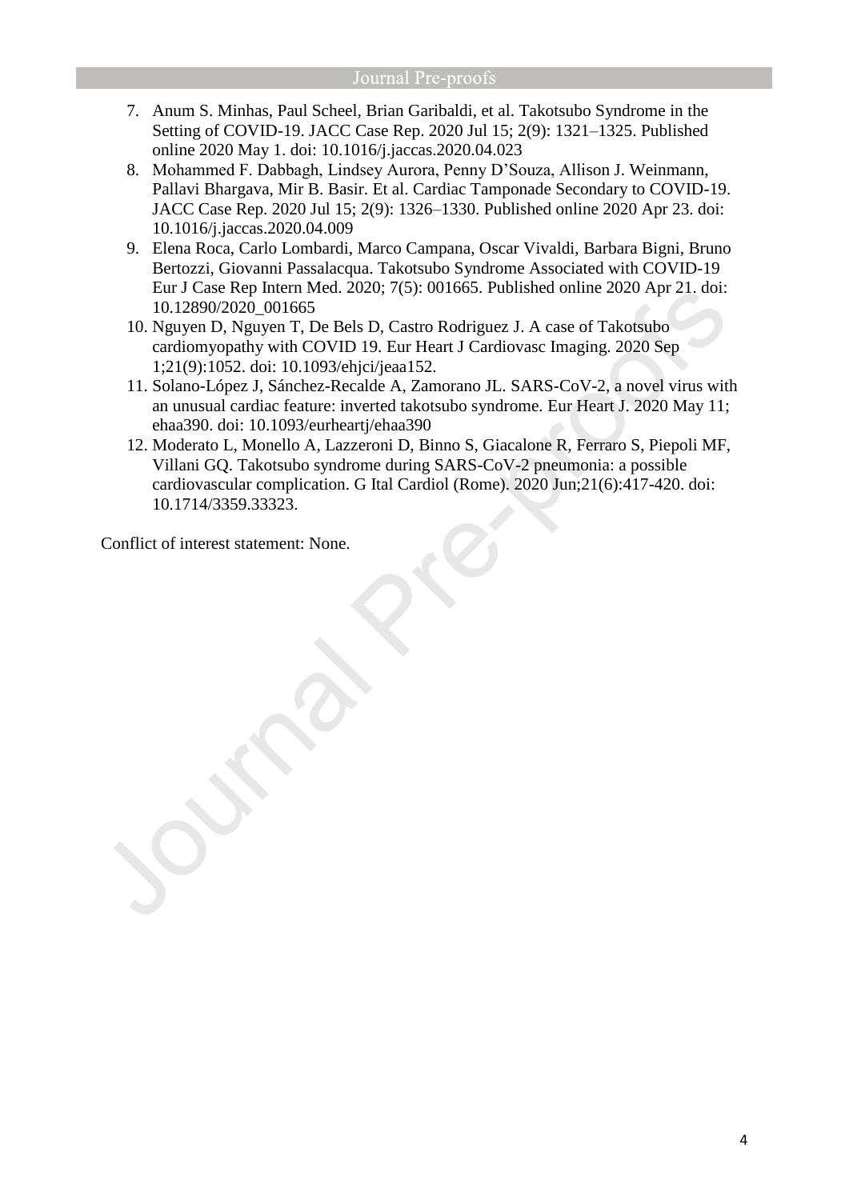7. Anum S. Minhas, Paul Scheel, Brian Garibaldi, et al. Takotsubo Syndrome in the Setting of COVID-19. JACC Case Rep. 2020 Jul 15; 2(9): 1321–1325. Published online 2020 May 1. doi: 10.1016/j.jaccas.2020.04.023
8. Mohammed F. Dabbagh, Lindsey Aurora, Penny D'Souza, Allison J. Weinmann, Pallavi Bhargava, Mir B. Basir. Et al. Cardiac Tamponade Secondary to COVID-19. JACC Case Rep. 2020 Jul 15; 2(9): 1326–1330. Published online 2020 Apr 23. doi: 10.1016/j.jaccas.2020.04.009
9. Elena Roca, Carlo Lombardi, Marco Campana, Oscar Vivaldi, Barbara Bigni, Bruno Bertozzi, Giovanni Passalacqua. Takotsubo Syndrome Associated with COVID-19 Eur J Case Rep Intern Med. 2020; 7(5): 001665. Published online 2020 Apr 21. doi: 10.12890/2020_001665
10. Nguyen D, Nguyen T, De Bels D, Castro Rodriguez J. A case of Takotsubo cardiomyopathy with COVID 19. Eur Heart J Cardiovasc Imaging. 2020 Sep 1;21(9):1052. doi: 10.1093/ehjci/jeaa152.
11. Solano-López J, Sánchez-Recalde A, Zamorano JL. SARS-CoV-2, a novel virus with an unusual cardiac feature: inverted takotsubo syndrome. Eur Heart J. 2020 May 11; ehaa390. doi: 10.1093/eurheartj/ehaa390
12. Moderato L, Monello A, Lazzeroni D, Binno S, Giacalone R, Ferraro S, Piepoli MF, Villani GQ. Takotsubo syndrome during SARS-CoV-2 pneumonia: a possible cardiovascular complication. G Ital Cardiol (Rome). 2020 Jun;21(6):417-420. doi: 10.1714/3359.33323.

Conflict of interest statement: None.